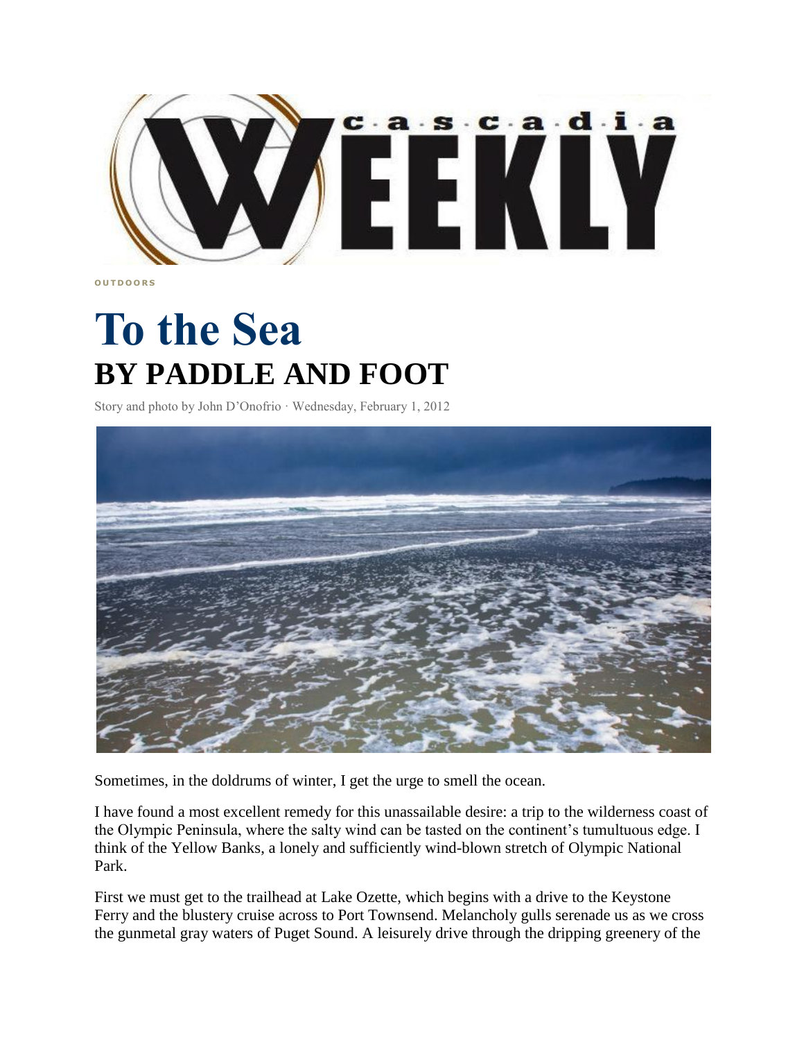OUTDOORS

# To the Sea

## BY PADDLE AND FOOT

Story and photo by John D'Onofrio · Wednesday, February 1, 2012

Sometimes, in the doldrums of winter, I get the urge to smell the ocean.

I have found a most excellent remedy for this unassailable desire: a trip to the wilderness coast of the Olympic Peninsula, where the salty wind can be tasted on the continent's tumultuous edge. I think of the Yellow Banks, a lonely and sufficiently wind-blown stretch of Olympic National Park.

First we must get to the trailhead at Lake Ozette, which begins with a drive to the Keystone Ferry and the blustery cruise across to Port Townsend. Melancholy gulls serenade us as we cross the gunmetal gray waters of Puget Sound. A leisurely drive through the dripping greenery of the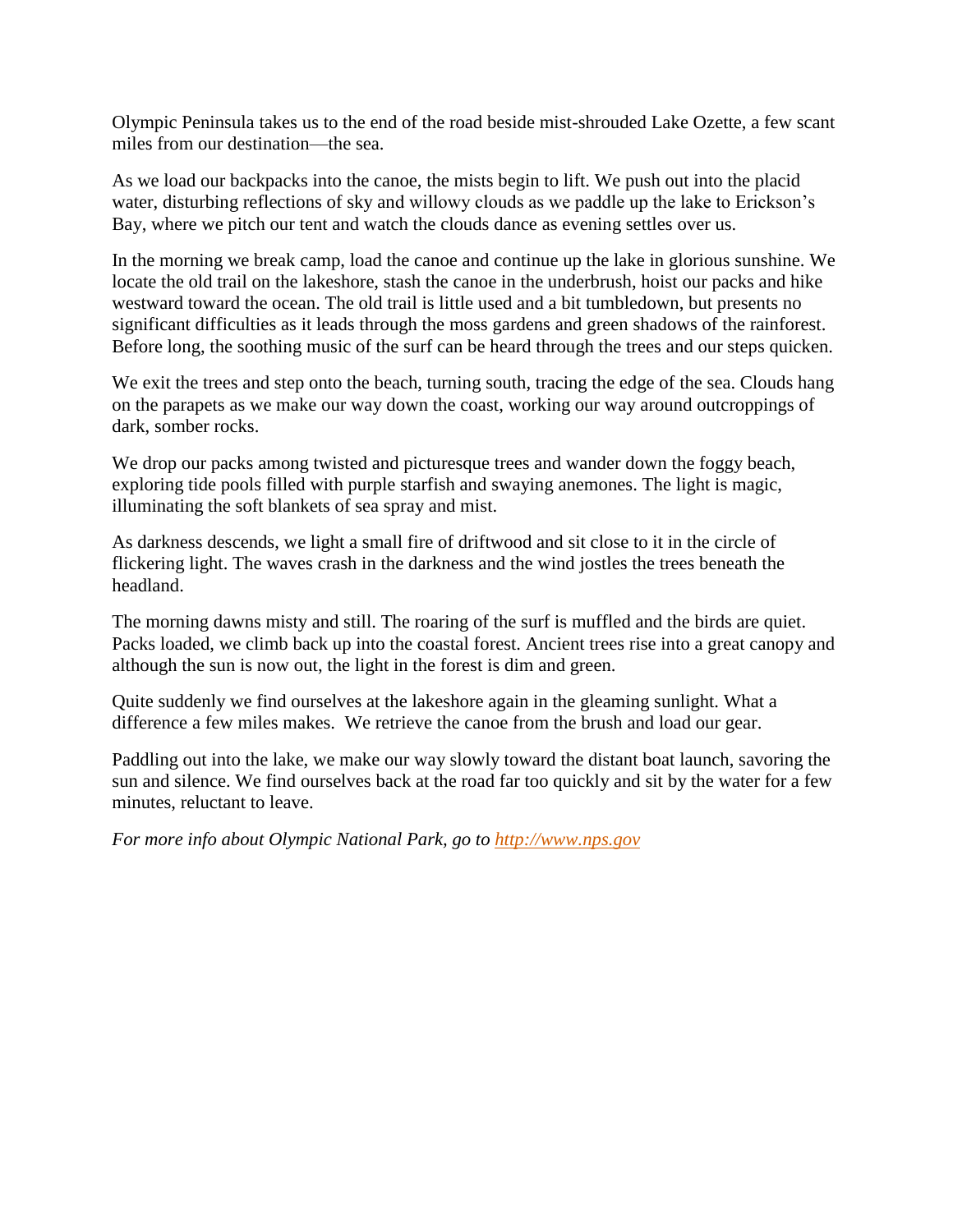Olympic Peninsula takes us to the end of the road beside mist-shrouded Lake Ozette, a few scant miles from our destination—the sea.

As we load our backpacks into the canoe, the mists begin to lift. We push out into the placid water, disturbing reflections of sky and willowy clouds as we paddle up the lake to Erickson's Bay, where we pitch our tent and watch the clouds dance as evening settles over us.

In the morning we break camp, load the canoe and continue up the lake in glorious sunshine. We locate the old trail on the lakeshore, stash the canoe in the underbrush, hoist our packs and hike westward toward the ocean. The old trail is little used and a bit tumbledown, but presents no significant difficulties as it leads through the moss gardens and green shadows of the rainforest. Before long, the soothing music of the surf can be heard through the trees and our steps quicken.

We exit the trees and step onto the beach, turning south, tracing the edge of the sea. Clouds hang on the parapets as we make our way down the coast, working our way around outcroppings of dark, somber rocks.

We drop our packs among twisted and picturesque trees and wander down the foggy beach, exploring tide pools filled with purple starfish and swaying anemones. The light is magic, illuminating the soft blankets of sea spray and mist.

As darkness descends, we light a small fire of driftwood and sit close to it in the circle of flickering light. The waves crash in the darkness and the wind jostles the trees beneath the headland.

The morning dawns misty and still. The roaring of the surf is muffled and the birds are quiet. Packs loaded, we climb back up into the coastal forest. Ancient trees rise into a great canopy and although the sun is now out, the light in the forest is dim and green.

Quite suddenly we find ourselves at the lakeshore again in the gleaming sunlight. What a difference a few miles makes. We retrieve the canoe from the brush and load our gear.

Paddling out into the lake, we make our way slowly toward the distant boat launch, savoring the sun and silence. We find ourselves back at the road far too quickly and sit by the water for a few minutes, reluctant to leave.

*For more info about Olympic National Park, go to [http://www.nps.gov](http://www.nps.gov)*